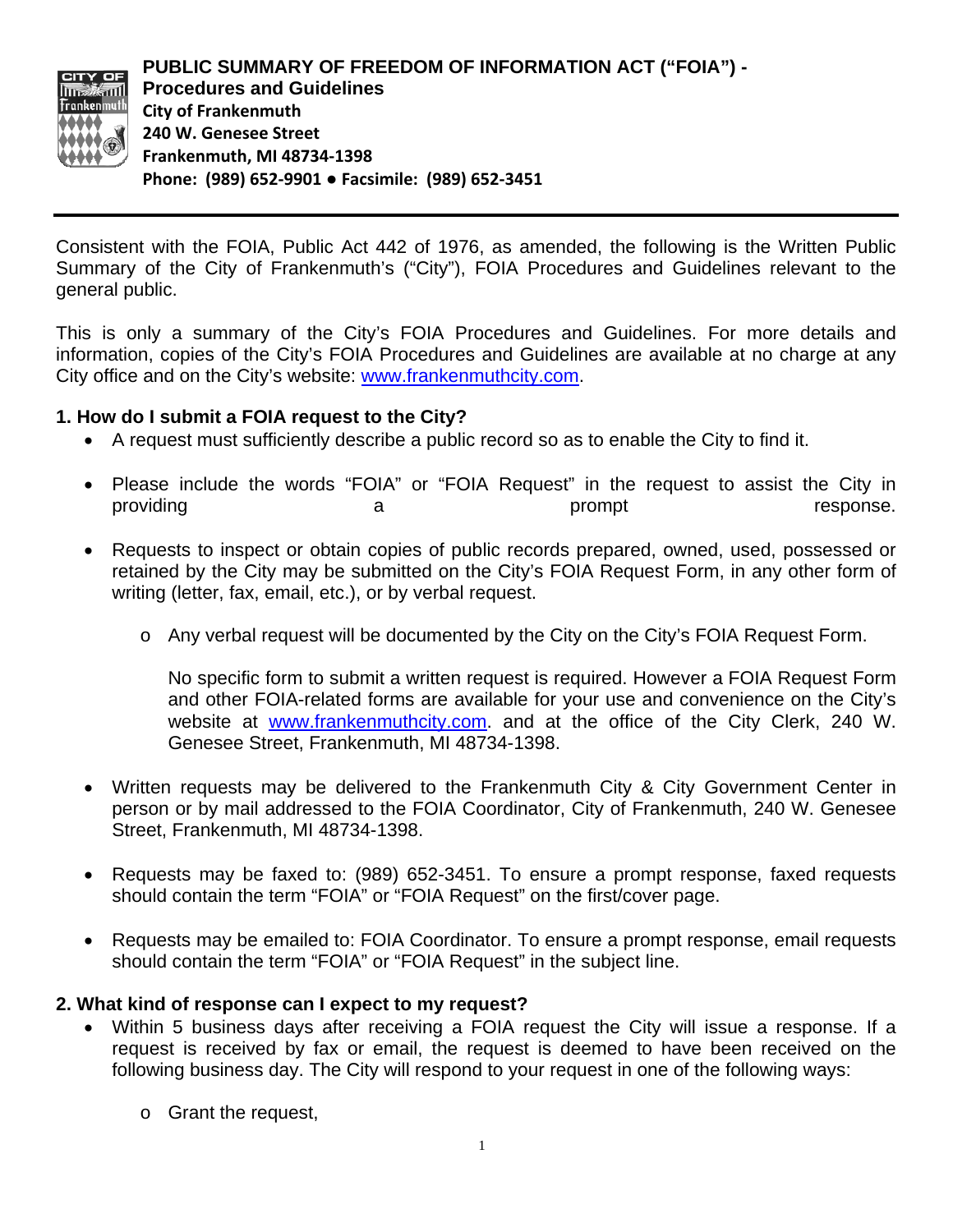# PUBLIC SUMMARY OF FREEDOM OF INFORMATION ACT ("FOIA") - Procedures and Guidelines

**City of Frankenmuth**
**240 W. Genesee Street**
**Frankenmuth, MI 48734-1398**
**Phone: (989) 652-9901 ● Facsimile: (989) 652-3451**

---

Consistent with the FOIA, Public Act 442 of 1976, as amended, the following is the Written Public Summary of the City of Frankenmuth's ("City"), FOIA Procedures and Guidelines relevant to the general public.

This is only a summary of the City's FOIA Procedures and Guidelines. For more details and information, copies of the City's FOIA Procedures and Guidelines are available at no charge at any City office and on the City's website: www.frankenmuthcity.com.

## 1. How do I submit a FOIA request to the City?

- A request must sufficiently describe a public record so as to enable the City to find it.
- Please include the words "FOIA" or "FOIA Request" in the request to assist the City in providing a prompt response.
- Requests to inspect or obtain copies of public records prepared, owned, used, possessed or retained by the City may be submitted on the City's FOIA Request Form, in any other form of writing (letter, fax, email, etc.), or by verbal request.
  - Any verbal request will be documented by the City on the City's FOIA Request Form.

    No specific form to submit a written request is required. However a FOIA Request Form and other FOIA-related forms are available for your use and convenience on the City's website at www.frankenmuthcity.com. and at the office of the City Clerk, 240 W. Genesee Street, Frankenmuth, MI 48734-1398.
- Written requests may be delivered to the Frankenmuth City & City Government Center in person or by mail addressed to the FOIA Coordinator, City of Frankenmuth, 240 W. Genesee Street, Frankenmuth, MI 48734-1398.
- Requests may be faxed to: (989) 652-3451. To ensure a prompt response, faxed requests should contain the term "FOIA" or "FOIA Request" on the first/cover page.
- Requests may be emailed to: FOIA Coordinator. To ensure a prompt response, email requests should contain the term "FOIA" or "FOIA Request" in the subject line.

## 2. What kind of response can I expect to my request?

- Within 5 business days after receiving a FOIA request the City will issue a response. If a request is received by fax or email, the request is deemed to have been received on the following business day. The City will respond to your request in one of the following ways:
  - Grant the request,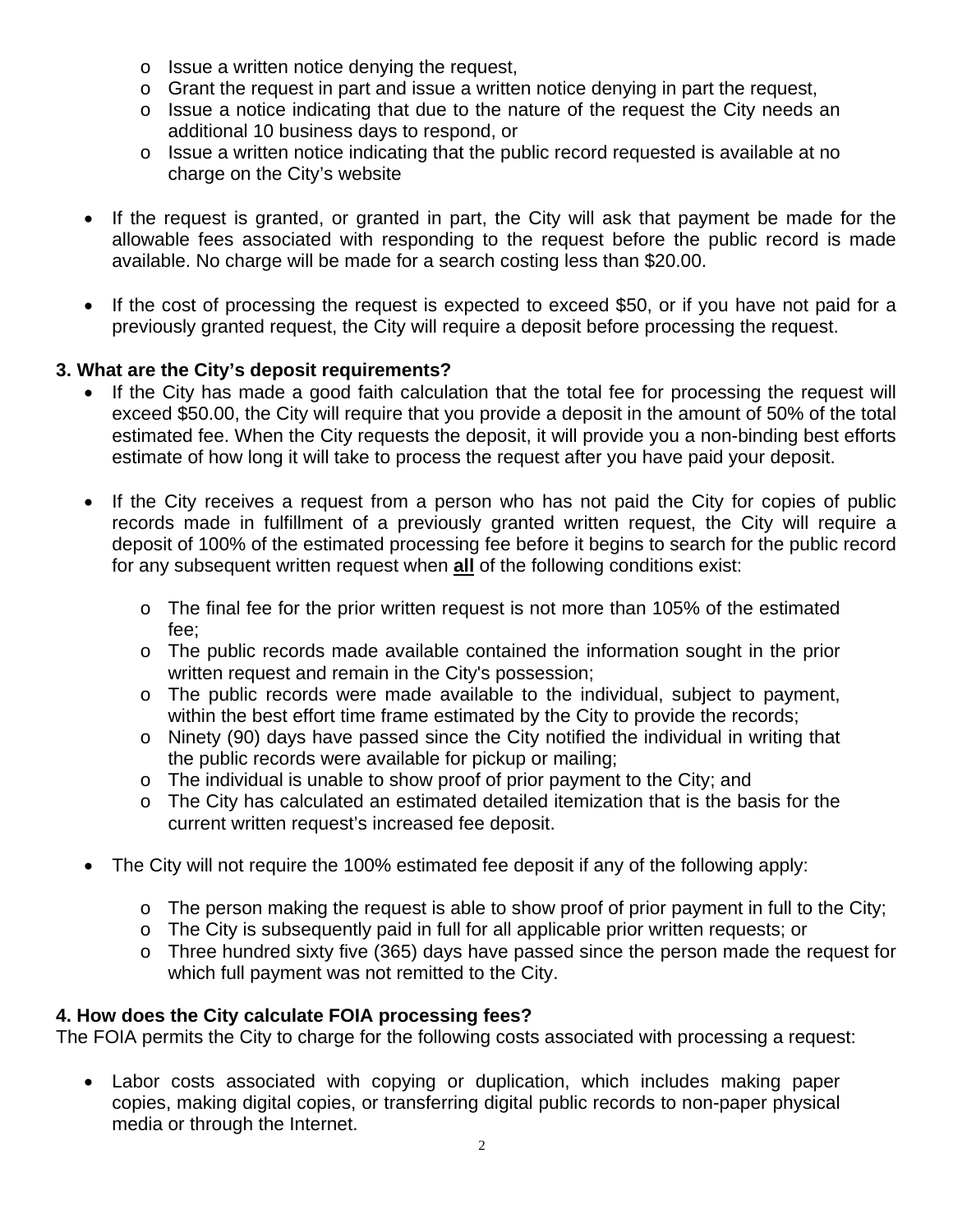- Issue a written notice denying the request,
  - Grant the request in part and issue a written notice denying in part the request,
  - Issue a notice indicating that due to the nature of the request the City needs an additional 10 business days to respond, or
  - Issue a written notice indicating that the public record requested is available at no charge on the City's website

- If the request is granted, or granted in part, the City will ask that payment be made for the allowable fees associated with responding to the request before the public record is made available. No charge will be made for a search costing less than $20.00.

- If the cost of processing the request is expected to exceed $50, or if you have not paid for a previously granted request, the City will require a deposit before processing the request.

**3. What are the City's deposit requirements?**

- If the City has made a good faith calculation that the total fee for processing the request will exceed $50.00, the City will require that you provide a deposit in the amount of 50% of the total estimated fee. When the City requests the deposit, it will provide you a non-binding best efforts estimate of how long it will take to process the request after you have paid your deposit.

- If the City receives a request from a person who has not paid the City for copies of public records made in fulfillment of a previously granted written request, the City will require a deposit of 100% of the estimated processing fee before it begins to search for the public record for any subsequent written request when **all** of the following conditions exist:

  - The final fee for the prior written request is not more than 105% of the estimated fee;
  - The public records made available contained the information sought in the prior written request and remain in the City's possession;
  - The public records were made available to the individual, subject to payment, within the best effort time frame estimated by the City to provide the records;
  - Ninety (90) days have passed since the City notified the individual in writing that the public records were available for pickup or mailing;
  - The individual is unable to show proof of prior payment to the City; and
  - The City has calculated an estimated detailed itemization that is the basis for the current written request's increased fee deposit.

- The City will not require the 100% estimated fee deposit if any of the following apply:

  - The person making the request is able to show proof of prior payment in full to the City;
  - The City is subsequently paid in full for all applicable prior written requests; or
  - Three hundred sixty five (365) days have passed since the person made the request for which full payment was not remitted to the City.

**4. How does the City calculate FOIA processing fees?**

The FOIA permits the City to charge for the following costs associated with processing a request:

- Labor costs associated with copying or duplication, which includes making paper copies, making digital copies, or transferring digital public records to non-paper physical media or through the Internet.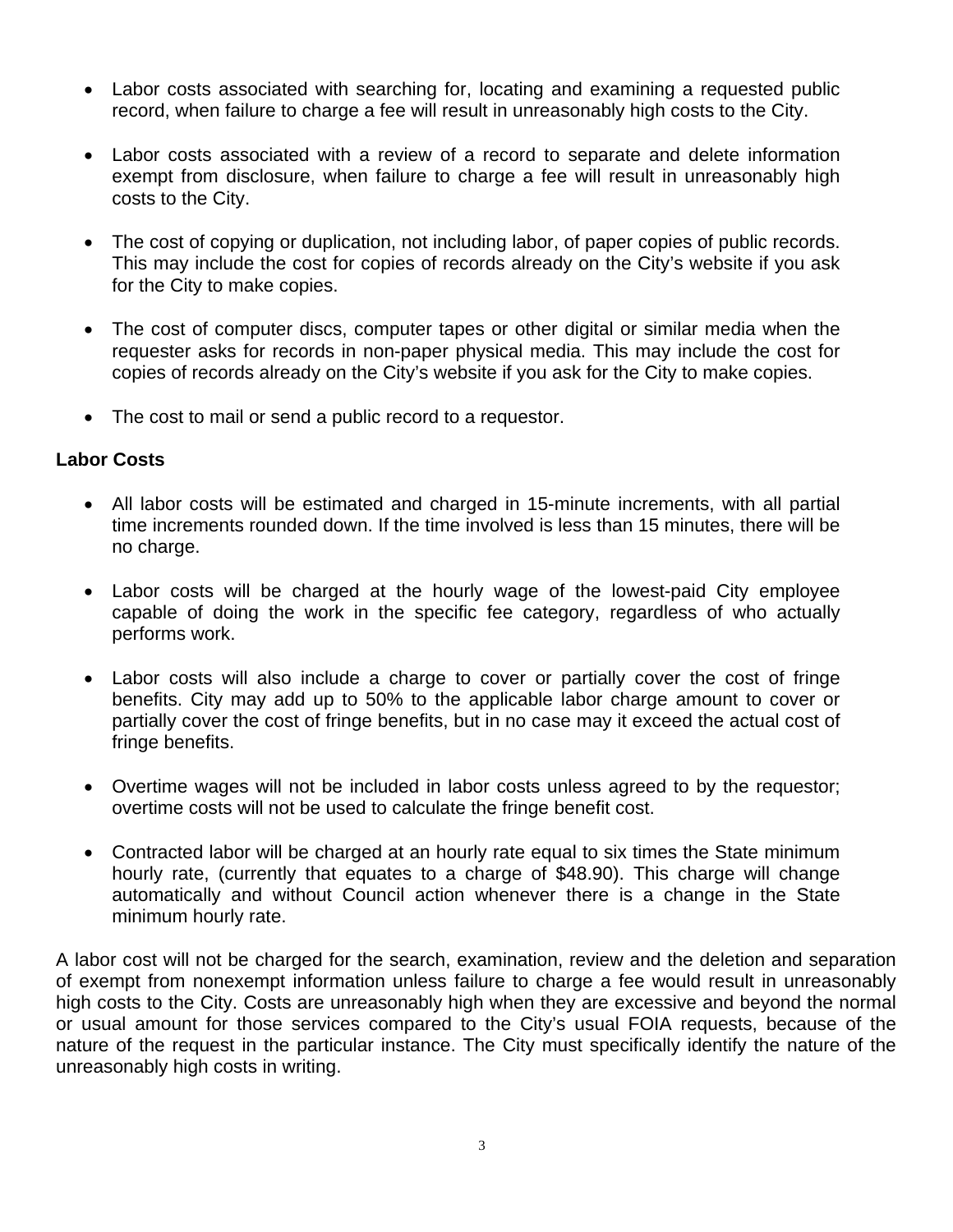- Labor costs associated with searching for, locating and examining a requested public record, when failure to charge a fee will result in unreasonably high costs to the City.

- Labor costs associated with a review of a record to separate and delete information exempt from disclosure, when failure to charge a fee will result in unreasonably high costs to the City.

- The cost of copying or duplication, not including labor, of paper copies of public records. This may include the cost for copies of records already on the City's website if you ask for the City to make copies.

- The cost of computer discs, computer tapes or other digital or similar media when the requester asks for records in non-paper physical media. This may include the cost for copies of records already on the City's website if you ask for the City to make copies.

- The cost to mail or send a public record to a requestor.

**Labor Costs**

- All labor costs will be estimated and charged in 15-minute increments, with all partial time increments rounded down. If the time involved is less than 15 minutes, there will be no charge.

- Labor costs will be charged at the hourly wage of the lowest-paid City employee capable of doing the work in the specific fee category, regardless of who actually performs work.

- Labor costs will also include a charge to cover or partially cover the cost of fringe benefits. City may add up to 50% to the applicable labor charge amount to cover or partially cover the cost of fringe benefits, but in no case may it exceed the actual cost of fringe benefits.

- Overtime wages will not be included in labor costs unless agreed to by the requestor; overtime costs will not be used to calculate the fringe benefit cost.

- Contracted labor will be charged at an hourly rate equal to six times the State minimum hourly rate, (currently that equates to a charge of $48.90). This charge will change automatically and without Council action whenever there is a change in the State minimum hourly rate.

A labor cost will not be charged for the search, examination, review and the deletion and separation of exempt from nonexempt information unless failure to charge a fee would result in unreasonably high costs to the City. Costs are unreasonably high when they are excessive and beyond the normal or usual amount for those services compared to the City's usual FOIA requests, because of the nature of the request in the particular instance. The City must specifically identify the nature of the unreasonably high costs in writing.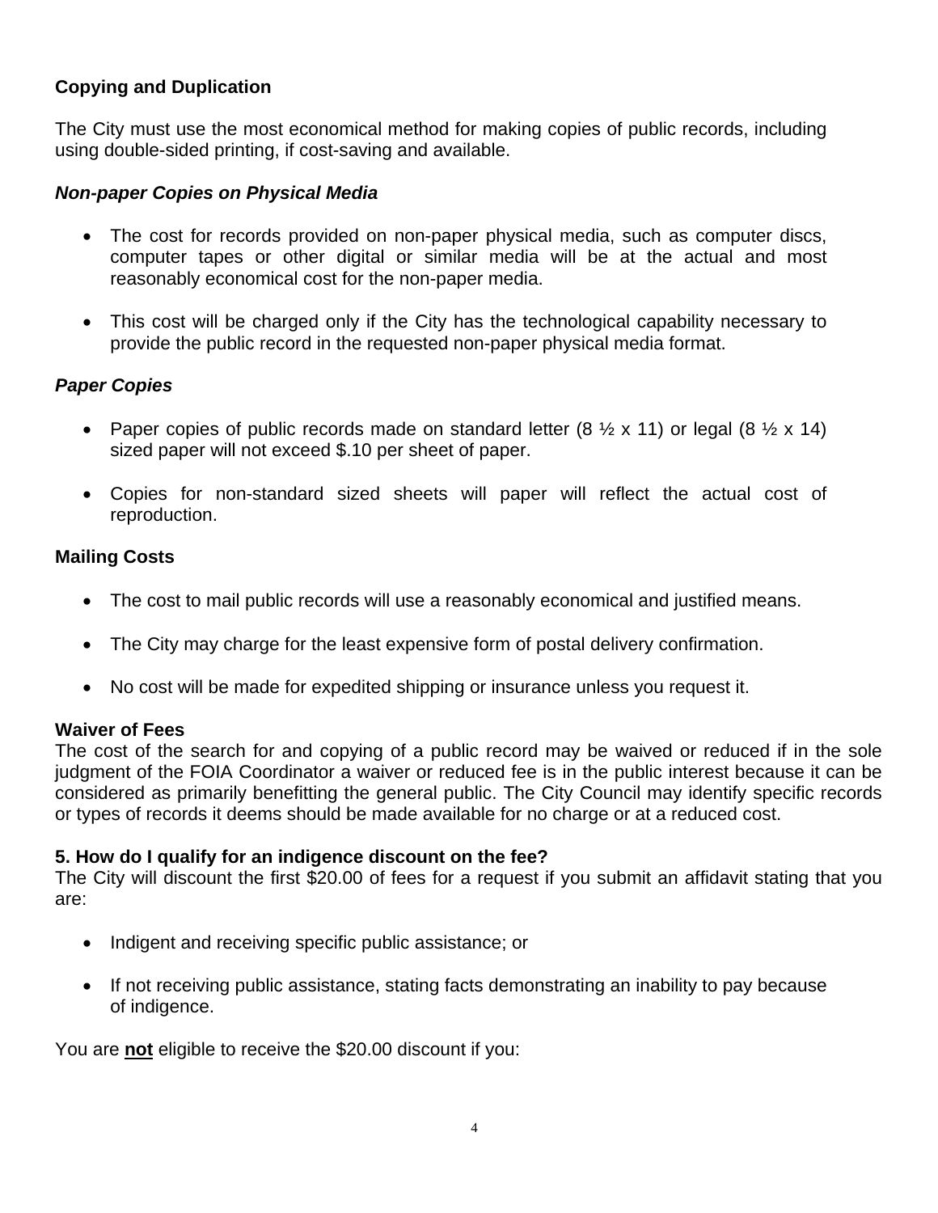## Copying and Duplication

The City must use the most economical method for making copies of public records, including using double-sided printing, if cost-saving and available.

### *Non-paper Copies on Physical Media*

- The cost for records provided on non-paper physical media, such as computer discs, computer tapes or other digital or similar media will be at the actual and most reasonably economical cost for the non-paper media.
- This cost will be charged only if the City has the technological capability necessary to provide the public record in the requested non-paper physical media format.

### *Paper Copies*

- Paper copies of public records made on standard letter (8 ½ x 11) or legal (8 ½ x 14) sized paper will not exceed $.10 per sheet of paper.
- Copies for non-standard sized sheets will paper will reflect the actual cost of reproduction.

## Mailing Costs

- The cost to mail public records will use a reasonably economical and justified means.
- The City may charge for the least expensive form of postal delivery confirmation.
- No cost will be made for expedited shipping or insurance unless you request it.

## Waiver of Fees

The cost of the search for and copying of a public record may be waived or reduced if in the sole judgment of the FOIA Coordinator a waiver or reduced fee is in the public interest because it can be considered as primarily benefitting the general public. The City Council may identify specific records or types of records it deems should be made available for no charge or at a reduced cost.

## 5. How do I qualify for an indigence discount on the fee?

The City will discount the first $20.00 of fees for a request if you submit an affidavit stating that you are:

- Indigent and receiving specific public assistance; or
- If not receiving public assistance, stating facts demonstrating an inability to pay because of indigence.

You are **not** eligible to receive the $20.00 discount if you: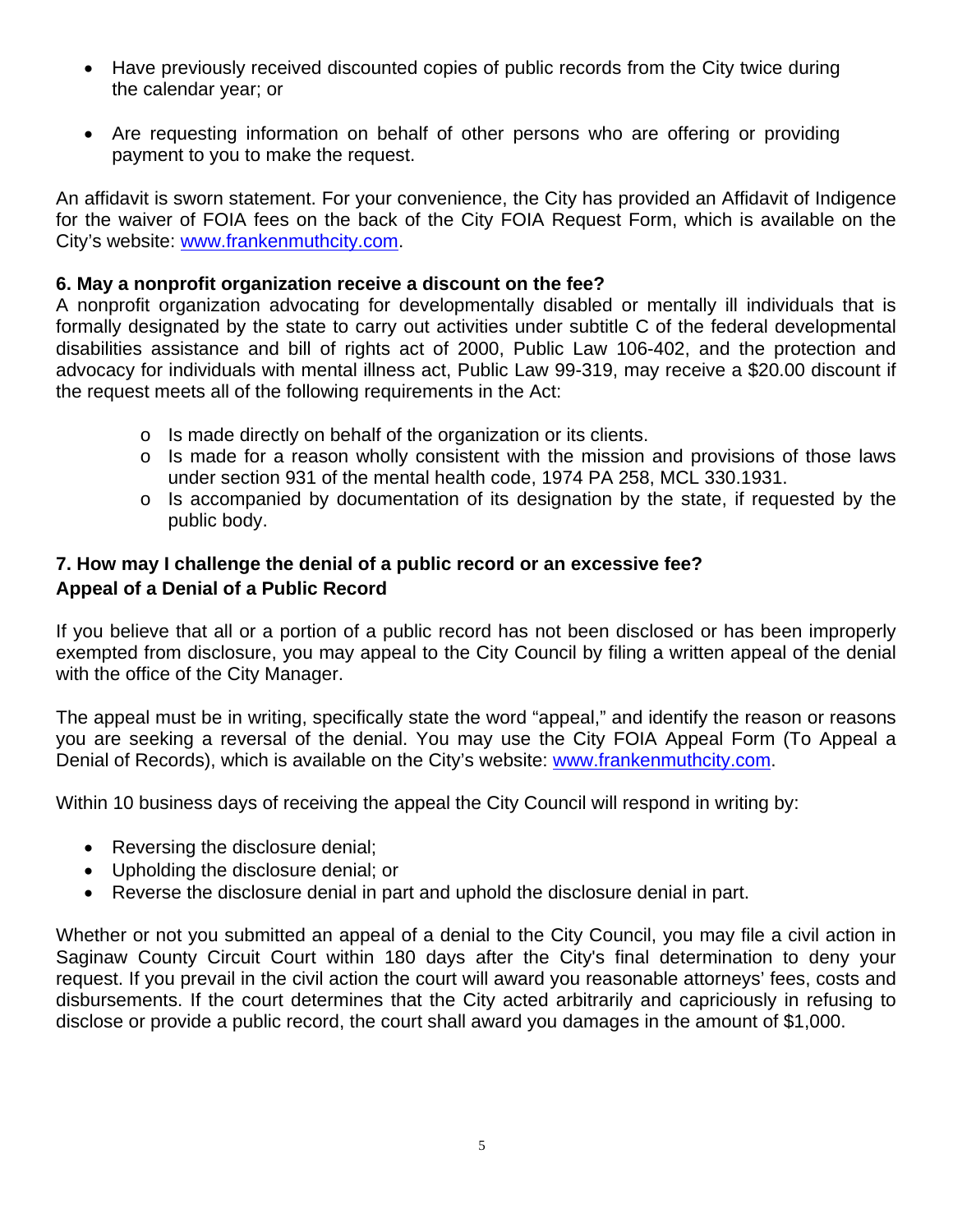- Have previously received discounted copies of public records from the City twice during the calendar year; or

- Are requesting information on behalf of other persons who are offering or providing payment to you to make the request.

An affidavit is sworn statement. For your convenience, the City has provided an Affidavit of Indigence for the waiver of FOIA fees on the back of the City FOIA Request Form, which is available on the City's website: www.frankenmuthcity.com.

**6. May a nonprofit organization receive a discount on the fee?**

A nonprofit organization advocating for developmentally disabled or mentally ill individuals that is formally designated by the state to carry out activities under subtitle C of the federal developmental disabilities assistance and bill of rights act of 2000, Public Law 106-402, and the protection and advocacy for individuals with mental illness act, Public Law 99-319, may receive a $20.00 discount if the request meets all of the following requirements in the Act:

- Is made directly on behalf of the organization or its clients.
- Is made for a reason wholly consistent with the mission and provisions of those laws under section 931 of the mental health code, 1974 PA 258, MCL 330.1931.
- Is accompanied by documentation of its designation by the state, if requested by the public body.

**7. How may I challenge the denial of a public record or an excessive fee?**

**Appeal of a Denial of a Public Record**

If you believe that all or a portion of a public record has not been disclosed or has been improperly exempted from disclosure, you may appeal to the City Council by filing a written appeal of the denial with the office of the City Manager.

The appeal must be in writing, specifically state the word "appeal," and identify the reason or reasons you are seeking a reversal of the denial. You may use the City FOIA Appeal Form (To Appeal a Denial of Records), which is available on the City's website: www.frankenmuthcity.com.

Within 10 business days of receiving the appeal the City Council will respond in writing by:

- Reversing the disclosure denial;
- Upholding the disclosure denial; or
- Reverse the disclosure denial in part and uphold the disclosure denial in part.

Whether or not you submitted an appeal of a denial to the City Council, you may file a civil action in Saginaw County Circuit Court within 180 days after the City's final determination to deny your request. If you prevail in the civil action the court will award you reasonable attorneys' fees, costs and disbursements. If the court determines that the City acted arbitrarily and capriciously in refusing to disclose or provide a public record, the court shall award you damages in the amount of $1,000.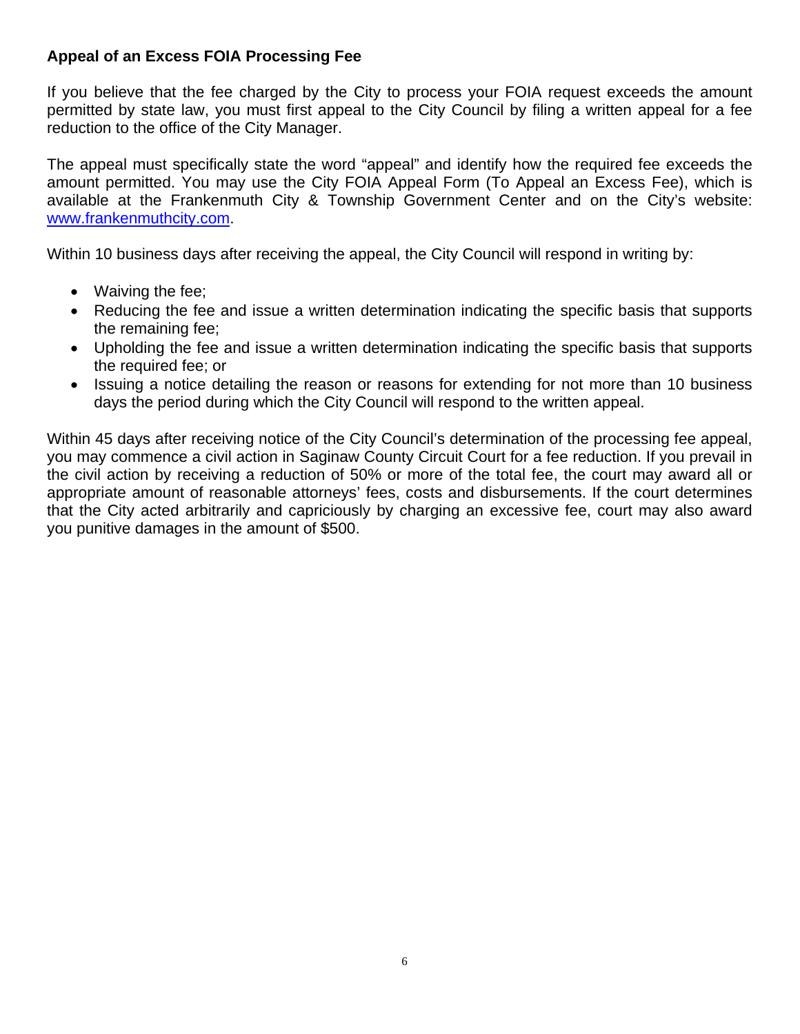**Appeal of an Excess FOIA Processing Fee**

If you believe that the fee charged by the City to process your FOIA request exceeds the amount permitted by state law, you must first appeal to the City Council by filing a written appeal for a fee reduction to the office of the City Manager.

The appeal must specifically state the word "appeal" and identify how the required fee exceeds the amount permitted. You may use the City FOIA Appeal Form (To Appeal an Excess Fee), which is available at the Frankenmuth City & Township Government Center and on the City's website: [www.frankenmuthcity.com](www.frankenmuthcity.com).

Within 10 business days after receiving the appeal, the City Council will respond in writing by:

- Waiving the fee;
- Reducing the fee and issue a written determination indicating the specific basis that supports the remaining fee;
- Upholding the fee and issue a written determination indicating the specific basis that supports the required fee; or
- Issuing a notice detailing the reason or reasons for extending for not more than 10 business days the period during which the City Council will respond to the written appeal.

Within 45 days after receiving notice of the City Council's determination of the processing fee appeal, you may commence a civil action in Saginaw County Circuit Court for a fee reduction. If you prevail in the civil action by receiving a reduction of 50% or more of the total fee, the court may award all or appropriate amount of reasonable attorneys' fees, costs and disbursements. If the court determines that the City acted arbitrarily and capriciously by charging an excessive fee, court may also award you punitive damages in the amount of $500.